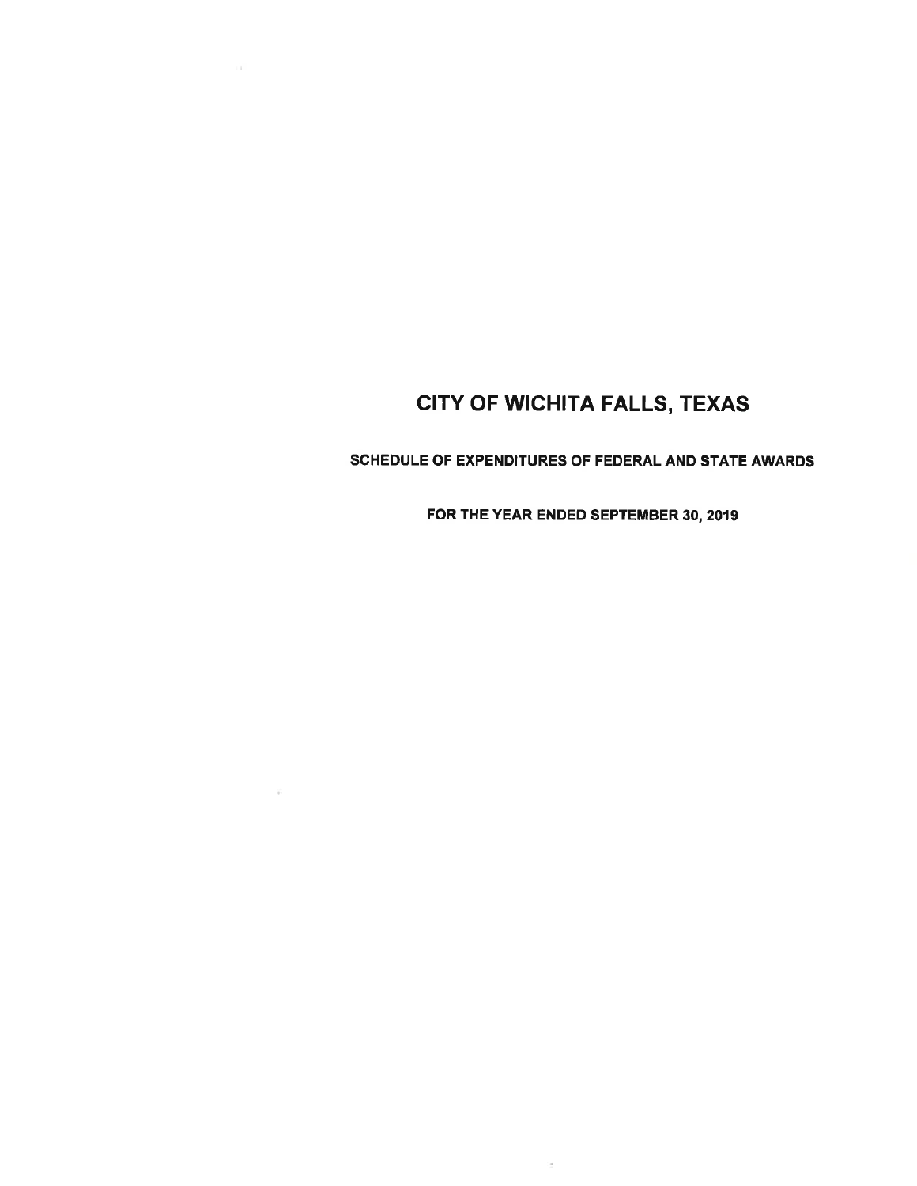# CITY OF WICHITA FALLS, TEXAS

## SCHEDULE OF EXPENDITURES OF FEDERAL AND STATE AWARDS

### FOR THE YEAR ENDED SEPTEMBER 30, 2019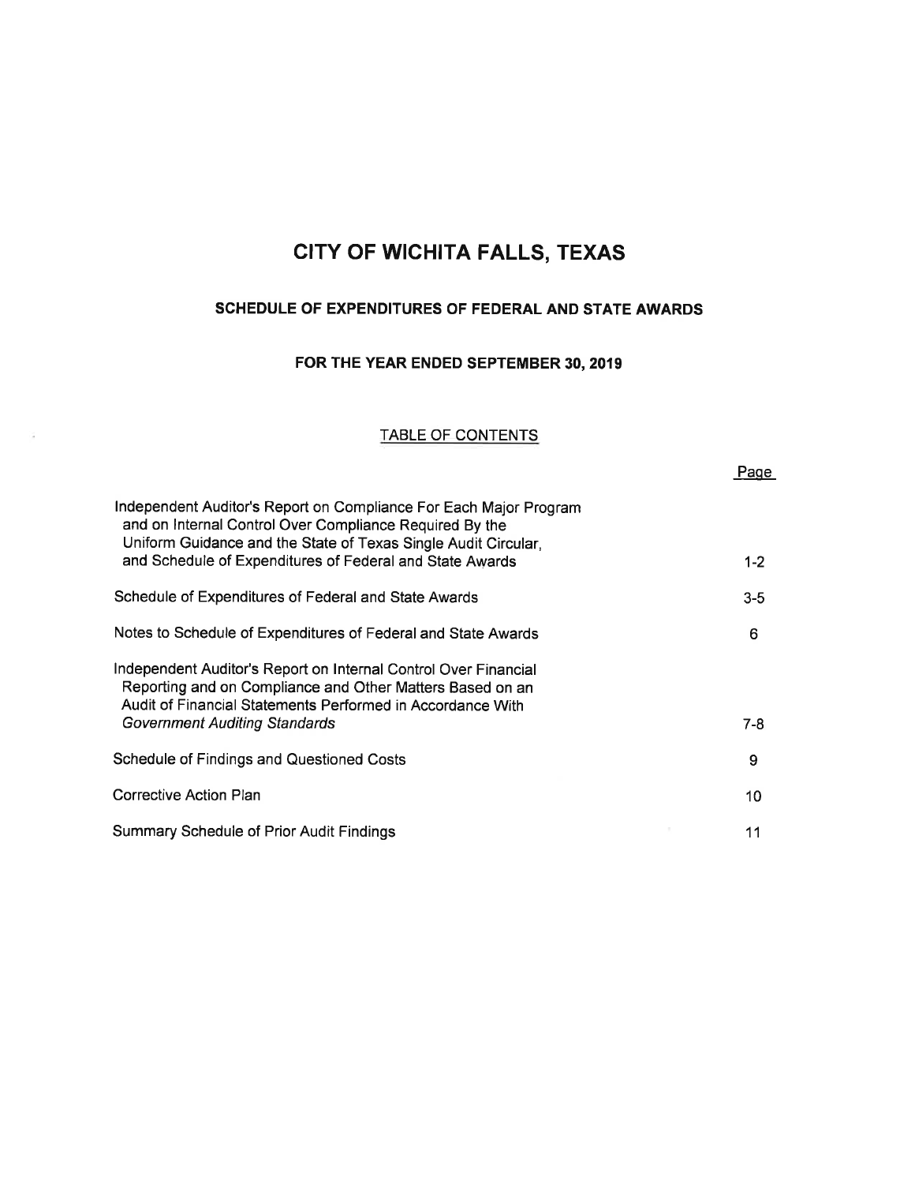# CITY OF WICHITA FALLS, TEXAS

## SCHEDULE OF EXPENDITURES OF FEDERAL AND STATE AWARDS

### FOR THE YEAR ENDED SEPTEMBER 30, 2019

#### TABLE OF CONTENTS

| | Page |
|---|---|
| Independent Auditor's Report on Compliance For Each Major Program and on Internal Control Over Compliance Required By the Uniform Guidance and the State of Texas Single Audit Circular, and Schedule of Expenditures of Federal and State Awards | 1-2 |
| Schedule of Expenditures of Federal and State Awards | 3-5 |
| Notes to Schedule of Expenditures of Federal and State Awards | 6 |
| Independent Auditor's Report on Internal Control Over Financial Reporting and on Compliance and Other Matters Based on an Audit of Financial Statements Performed in Accordance With *Government Auditing Standards* | 7-8 |
| Schedule of Findings and Questioned Costs | 9 |
| Corrective Action Plan | 10 |
| Summary Schedule of Prior Audit Findings | 11 |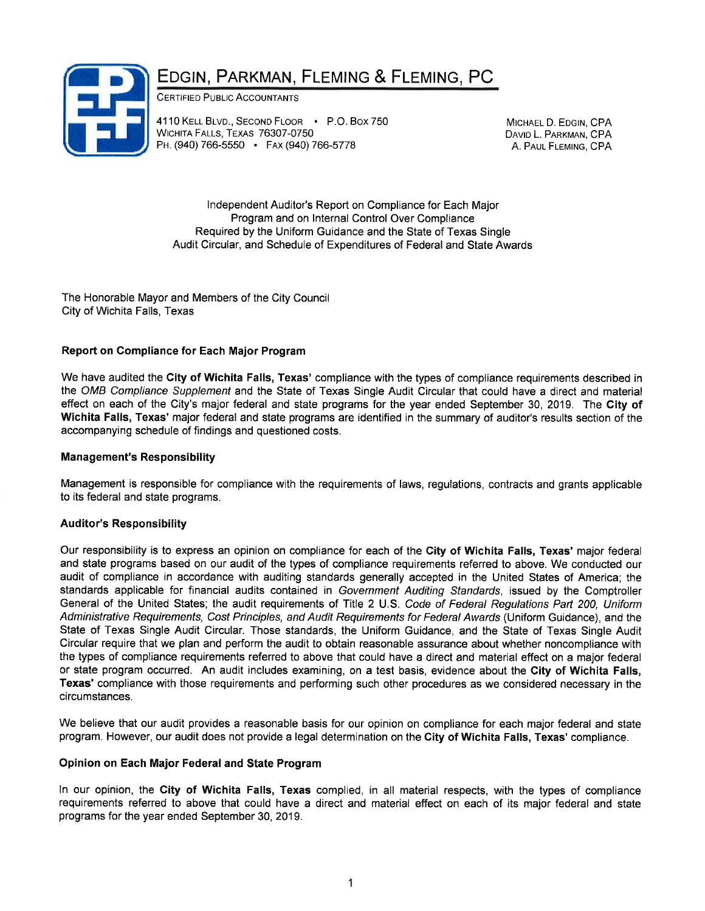# EDGIN, PARKMAN, FLEMING & FLEMING, PC

CERTIFIED PUBLIC ACCOUNTANTS

4110 KELL BLVD., SECOND FLOOR • P.O. BOX 750
WICHITA FALLS, TEXAS 76307-0750
PH. (940) 766-5550 • FAX (940) 766-5778

MICHAEL D. EDGIN, CPA
DAVID L. PARKMAN, CPA
A. PAUL FLEMING, CPA

Independent Auditor's Report on Compliance for Each Major Program and on Internal Control Over Compliance Required by the Uniform Guidance and the State of Texas Single Audit Circular, and Schedule of Expenditures of Federal and State Awards

The Honorable Mayor and Members of the City Council
City of Wichita Falls, Texas

**Report on Compliance for Each Major Program**

We have audited the **City of Wichita Falls, Texas'** compliance with the types of compliance requirements described in the *OMB Compliance Supplement* and the State of Texas Single Audit Circular that could have a direct and material effect on each of the City's major federal and state programs for the year ended September 30, 2019. The **City of Wichita Falls, Texas'** major federal and state programs are identified in the summary of auditor's results section of the accompanying schedule of findings and questioned costs.

**Management's Responsibility**

Management is responsible for compliance with the requirements of laws, regulations, contracts and grants applicable to its federal and state programs.

**Auditor's Responsibility**

Our responsibility is to express an opinion on compliance for each of the **City of Wichita Falls, Texas'** major federal and state programs based on our audit of the types of compliance requirements referred to above. We conducted our audit of compliance in accordance with auditing standards generally accepted in the United States of America; the standards applicable for financial audits contained in *Government Auditing Standards*, issued by the Comptroller General of the United States; the audit requirements of Title 2 U.S. *Code of Federal Regulations Part 200, Uniform Administrative Requirements, Cost Principles, and Audit Requirements for Federal Awards* (Uniform Guidance), and the State of Texas Single Audit Circular. Those standards, the Uniform Guidance, and the State of Texas Single Audit Circular require that we plan and perform the audit to obtain reasonable assurance about whether noncompliance with the types of compliance requirements referred to above that could have a direct and material effect on a major federal or state program occurred. An audit includes examining, on a test basis, evidence about the **City of Wichita Falls, Texas'** compliance with those requirements and performing such other procedures as we considered necessary in the circumstances.

We believe that our audit provides a reasonable basis for our opinion on compliance for each major federal and state program. However, our audit does not provide a legal determination on the **City of Wichita Falls, Texas'** compliance.

**Opinion on Each Major Federal and State Program**

In our opinion, the **City of Wichita Falls, Texas** complied, in all material respects, with the types of compliance requirements referred to above that could have a direct and material effect on each of its major federal and state programs for the year ended September 30, 2019.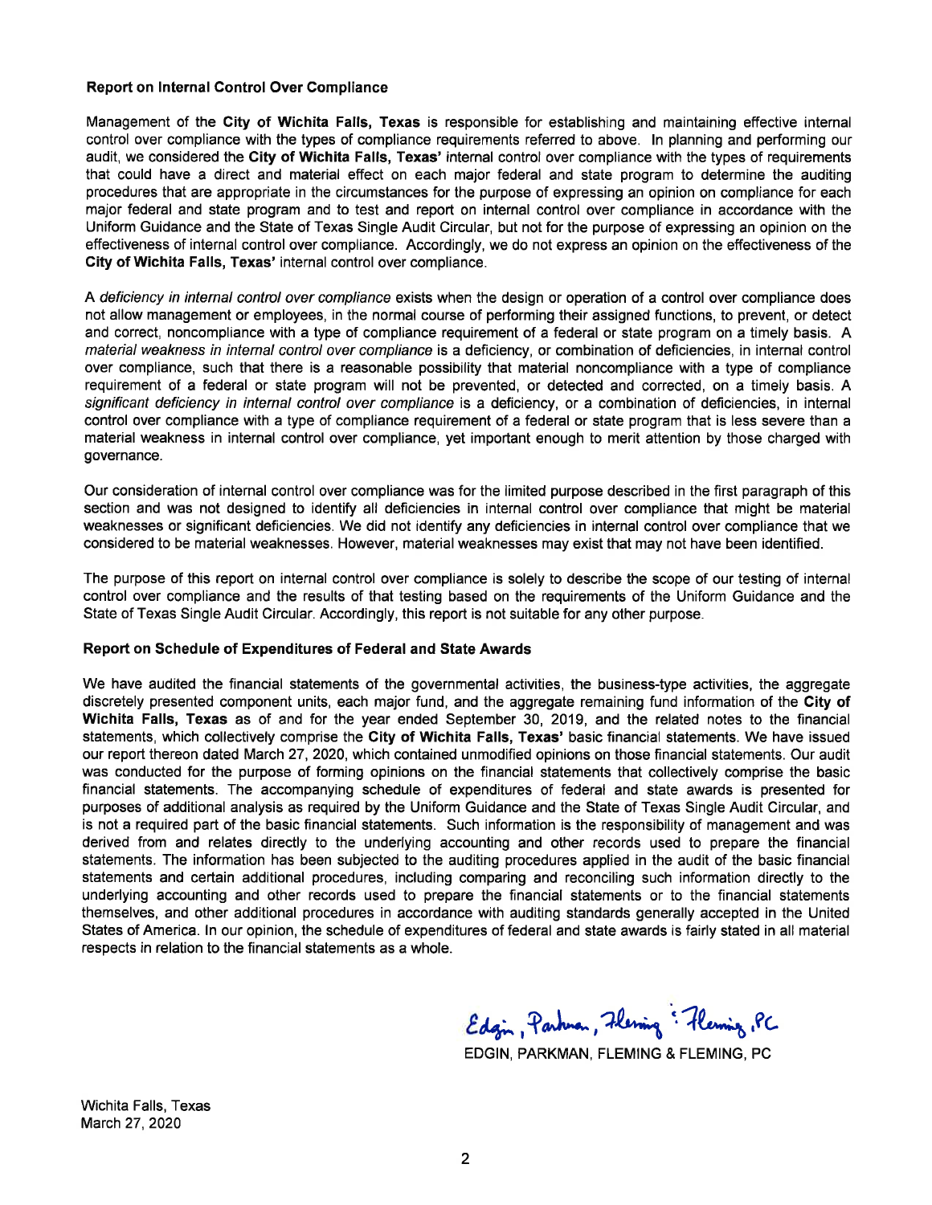### Report on Internal Control Over Compliance

Management of the **City of Wichita Falls, Texas** is responsible for establishing and maintaining effective internal control over compliance with the types of compliance requirements referred to above. In planning and performing our audit, we considered the **City of Wichita Falls, Texas'** internal control over compliance with the types of requirements that could have a direct and material effect on each major federal and state program to determine the auditing procedures that are appropriate in the circumstances for the purpose of expressing an opinion on compliance for each major federal and state program and to test and report on internal control over compliance in accordance with the Uniform Guidance and the State of Texas Single Audit Circular, but not for the purpose of expressing an opinion on the effectiveness of internal control over compliance. Accordingly, we do not express an opinion on the effectiveness of the **City of Wichita Falls, Texas'** internal control over compliance.

A *deficiency in internal control over compliance* exists when the design or operation of a control over compliance does not allow management or employees, in the normal course of performing their assigned functions, to prevent, or detect and correct, noncompliance with a type of compliance requirement of a federal or state program on a timely basis. A *material weakness in internal control over compliance* is a deficiency, or combination of deficiencies, in internal control over compliance, such that there is a reasonable possibility that material noncompliance with a type of compliance requirement of a federal or state program will not be prevented, or detected and corrected, on a timely basis. A *significant deficiency in internal control over compliance* is a deficiency, or a combination of deficiencies, in internal control over compliance with a type of compliance requirement of a federal or state program that is less severe than a material weakness in internal control over compliance, yet important enough to merit attention by those charged with governance.

Our consideration of internal control over compliance was for the limited purpose described in the first paragraph of this section and was not designed to identify all deficiencies in internal control over compliance that might be material weaknesses or significant deficiencies. We did not identify any deficiencies in internal control over compliance that we considered to be material weaknesses. However, material weaknesses may exist that may not have been identified.

The purpose of this report on internal control over compliance is solely to describe the scope of our testing of internal control over compliance and the results of that testing based on the requirements of the Uniform Guidance and the State of Texas Single Audit Circular. Accordingly, this report is not suitable for any other purpose.

### Report on Schedule of Expenditures of Federal and State Awards

We have audited the financial statements of the governmental activities, the business-type activities, the aggregate discretely presented component units, each major fund, and the aggregate remaining fund information of the **City of Wichita Falls, Texas** as of and for the year ended September 30, 2019, and the related notes to the financial statements, which collectively comprise the **City of Wichita Falls, Texas'** basic financial statements. We have issued our report thereon dated March 27, 2020, which contained unmodified opinions on those financial statements. Our audit was conducted for the purpose of forming opinions on the financial statements that collectively comprise the basic financial statements. The accompanying schedule of expenditures of federal and state awards is presented for purposes of additional analysis as required by the Uniform Guidance and the State of Texas Single Audit Circular, and is not a required part of the basic financial statements. Such information is the responsibility of management and was derived from and relates directly to the underlying accounting and other records used to prepare the financial statements. The information has been subjected to the auditing procedures applied in the audit of the basic financial statements and certain additional procedures, including comparing and reconciling such information directly to the underlying accounting and other records used to prepare the financial statements or to the financial statements themselves, and other additional procedures in accordance with auditing standards generally accepted in the United States of America. In our opinion, the schedule of expenditures of federal and state awards is fairly stated in all material respects in relation to the financial statements as a whole.

Edgin, Parkman, Fleming & Fleming, PC

EDGIN, PARKMAN, FLEMING & FLEMING, PC

Wichita Falls, Texas
March 27, 2020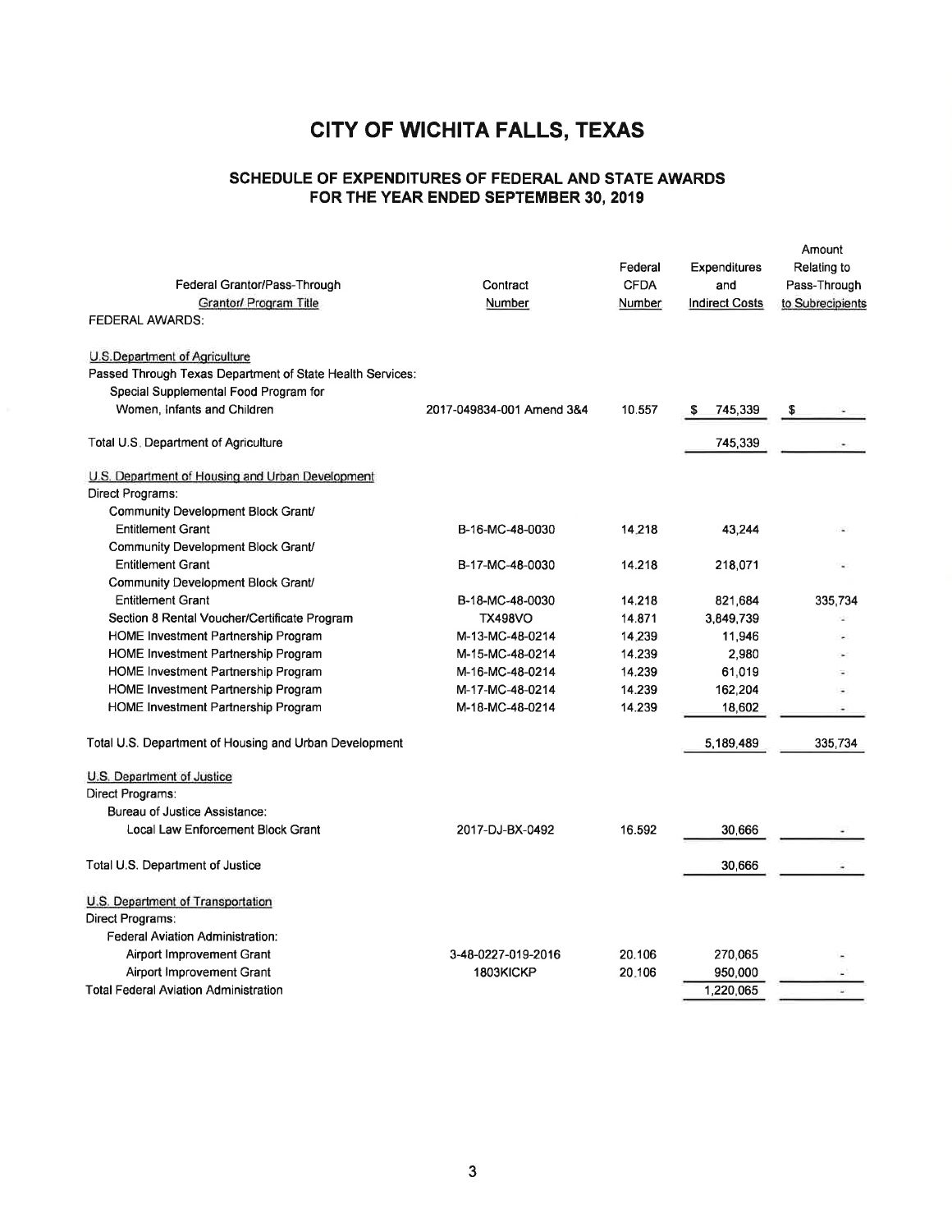# CITY OF WICHITA FALLS, TEXAS

## SCHEDULE OF EXPENDITURES OF FEDERAL AND STATE AWARDS
## FOR THE YEAR ENDED SEPTEMBER 30, 2019

| Federal Grantor/Pass-Through Grantor/ Program Title | Contract Number | Federal CFDA Number | Expenditures and Indirect Costs | Amount Relating to Pass-Through to Subrecipients |
|---|---|---|---|---|
| FEDERAL AWARDS: | | | | |
| U.S.Department of Agriculture | | | | |
| Passed Through Texas Department of State Health Services: | | | | |
| Special Supplemental Food Program for Women, Infants and Children | 2017-049834-001 Amend 3&4 | 10.557 | $ 745,339 | $ - |
| Total U.S. Department of Agriculture | | | 745,339 | - |
| U.S. Department of Housing and Urban Development | | | | |
| Direct Programs: | | | | |
| Community Development Block Grant/ Entitlement Grant | B-16-MC-48-0030 | 14.218 | 43,244 | - |
| Community Development Block Grant/ Entitlement Grant | B-17-MC-48-0030 | 14.218 | 218,071 | - |
| Community Development Block Grant/ Entitlement Grant | B-18-MC-48-0030 | 14.218 | 821,684 | 335,734 |
| Section 8 Rental Voucher/Certificate Program | TX498VO | 14.871 | 3,849,739 | - |
| HOME Investment Partnership Program | M-13-MC-48-0214 | 14.239 | 11,946 | - |
| HOME Investment Partnership Program | M-15-MC-48-0214 | 14.239 | 2,980 | - |
| HOME Investment Partnership Program | M-16-MC-48-0214 | 14.239 | 61,019 | - |
| HOME Investment Partnership Program | M-17-MC-48-0214 | 14.239 | 162,204 | - |
| HOME Investment Partnership Program | M-18-MC-48-0214 | 14.239 | 18,602 | - |
| Total U.S. Department of Housing and Urban Development | | | 5,189,489 | 335,734 |
| U.S. Department of Justice | | | | |
| Direct Programs: | | | | |
| Bureau of Justice Assistance: | | | | |
| Local Law Enforcement Block Grant | 2017-DJ-BX-0492 | 16.592 | 30,666 | - |
| Total U.S. Department of Justice | | | 30,666 | - |
| U.S. Department of Transportation | | | | |
| Direct Programs: | | | | |
| Federal Aviation Administration: | | | | |
| Airport Improvement Grant | 3-48-0227-019-2016 | 20.106 | 270,065 | - |
| Airport Improvement Grant | 1803KICKP | 20.106 | 950,000 | - |
| Total Federal Aviation Administration | | | 1,220,065 | - |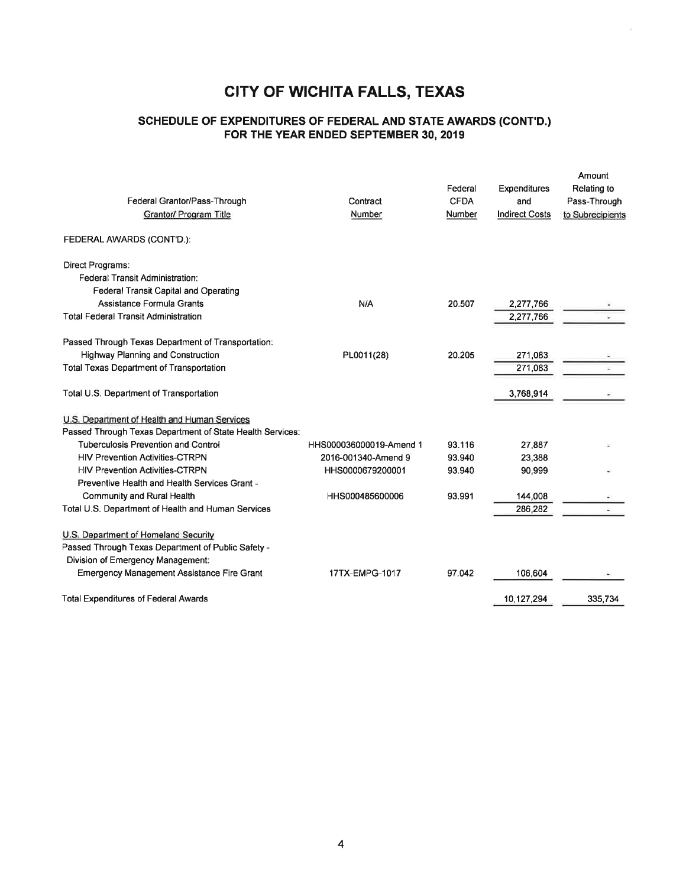# CITY OF WICHITA FALLS, TEXAS

## SCHEDULE OF EXPENDITURES OF FEDERAL AND STATE AWARDS (CONT'D.)
## FOR THE YEAR ENDED SEPTEMBER 30, 2019

| Federal Grantor/Pass-Through Grantor/ Program Title | Contract Number | Federal CFDA Number | Expenditures and Indirect Costs | Amount Relating to Pass-Through to Subrecipients |
|---|---|---|---|---|
| FEDERAL AWARDS (CONT'D.): | | | | |
| Direct Programs: | | | | |
| Federal Transit Administration: | | | | |
| Federal Transit Capital and Operating Assistance Formula Grants | N/A | 20.507 | 2,277,766 | - |
| Total Federal Transit Administration | | | 2,277,766 | - |
| Passed Through Texas Department of Transportation: | | | | |
| Highway Planning and Construction | PL0011(28) | 20.205 | 271,083 | - |
| Total Texas Department of Transportation | | | 271,083 | - |
| Total U.S. Department of Transportation | | | 3,768,914 | - |
| U.S. Department of Health and Human Services | | | | |
| Passed Through Texas Department of State Health Services: | | | | |
| Tuberculosis Prevention and Control | HHS000036000019-Amend 1 | 93.116 | 27,887 | - |
| HIV Prevention Activities-CTRPN | 2016-001340-Amend 9 | 93.940 | 23,388 | |
| HIV Prevention Activities-CTRPN | HHS0000679200001 | 93.940 | 90,999 | - |
| Preventive Health and Health Services Grant - Community and Rural Health | HHS000485600006 | 93.991 | 144,008 | - |
| Total U.S. Department of Health and Human Services | | | 286,282 | - |
| U.S. Department of Homeland Security | | | | |
| Passed Through Texas Department of Public Safety - Division of Emergency Management: | | | | |
| Emergency Management Assistance Fire Grant | 17TX-EMPG-1017 | 97.042 | 106,604 | - |
| Total Expenditures of Federal Awards | | | 10,127,294 | 335,734 |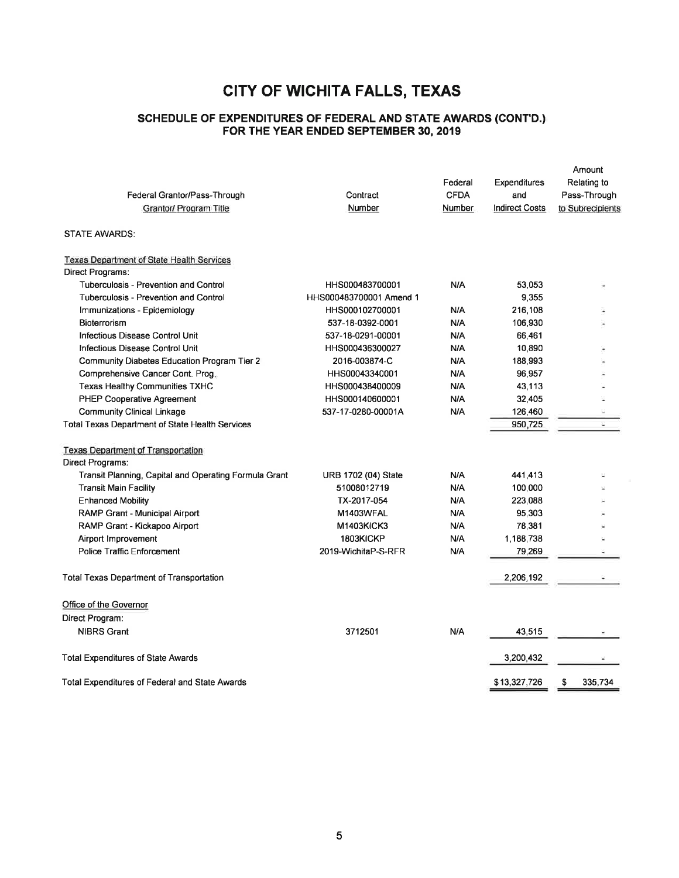# CITY OF WICHITA FALLS, TEXAS

## SCHEDULE OF EXPENDITURES OF FEDERAL AND STATE AWARDS (CONT'D.) FOR THE YEAR ENDED SEPTEMBER 30, 2019

| Federal Grantor/Pass-Through Grantor/ Program Title | Contract Number | Federal CFDA Number | Expenditures and Indirect Costs | Amount Relating to Pass-Through to Subrecipients |
|---|---|---|---|---|
| STATE AWARDS: | | | | |
| Texas Department of State Health Services | | | | |
| Direct Programs: | | | | |
| Tuberculosis - Prevention and Control | HHS000483700001 | N/A | 53,053 | - |
| Tuberculosis - Prevention and Control | HHS000483700001 Amend 1 | | 9,355 | |
| Immunizations - Epidemiology | HHS000102700001 | N/A | 216,108 | - |
| Bioterrorism | 537-18-0392-0001 | N/A | 106,930 | - |
| Infectious Disease Control Unit | 537-18-0291-00001 | N/A | 66,461 | |
| Infectious Disease Control Unit | HHS000436300027 | N/A | 10,890 | - |
| Community Diabetes Education Program Tier 2 | 2016-003874-C | N/A | 188,993 | - |
| Comprehensive Cancer Cont. Prog. | HHS00043340001 | N/A | 96,957 | - |
| Texas Healthy Communities TXHC | HHS000438400009 | N/A | 43,113 | - |
| PHEP Cooperative Agreement | HHS000140600001 | N/A | 32,405 | - |
| Community Clinical Linkage | 537-17-0280-00001A | N/A | 126,460 | - |
| Total Texas Department of State Health Services | | | 950,725 | - |
| Texas Department of Transportation | | | | |
| Direct Programs: | | | | |
| Transit Planning, Capital and Operating Formula Grant | URB 1702 (04) State | N/A | 441,413 | - |
| Transit Main Facility | 51008012719 | N/A | 100,000 | - |
| Enhanced Mobility | TX-2017-054 | N/A | 223,088 | - |
| RAMP Grant - Municipal Airport | M1403WFAL | N/A | 95,303 | - |
| RAMP Grant - Kickapoo Airport | M1403KICK3 | N/A | 78,381 | - |
| Airport Improvement | 1803KICKP | N/A | 1,188,738 | - |
| Police Traffic Enforcement | 2019-WichitaP-S-RFR | N/A | 79,269 | - |
| Total Texas Department of Transportation | | | 2,206,192 | - |
| Office of the Governor | | | | |
| Direct Program: | | | | |
| NIBRS Grant | 3712501 | N/A | 43,515 | - |
| Total Expenditures of State Awards | | | 3,200,432 | - |
| Total Expenditures of Federal and State Awards | | | $13,327,726 | $ 335,734 |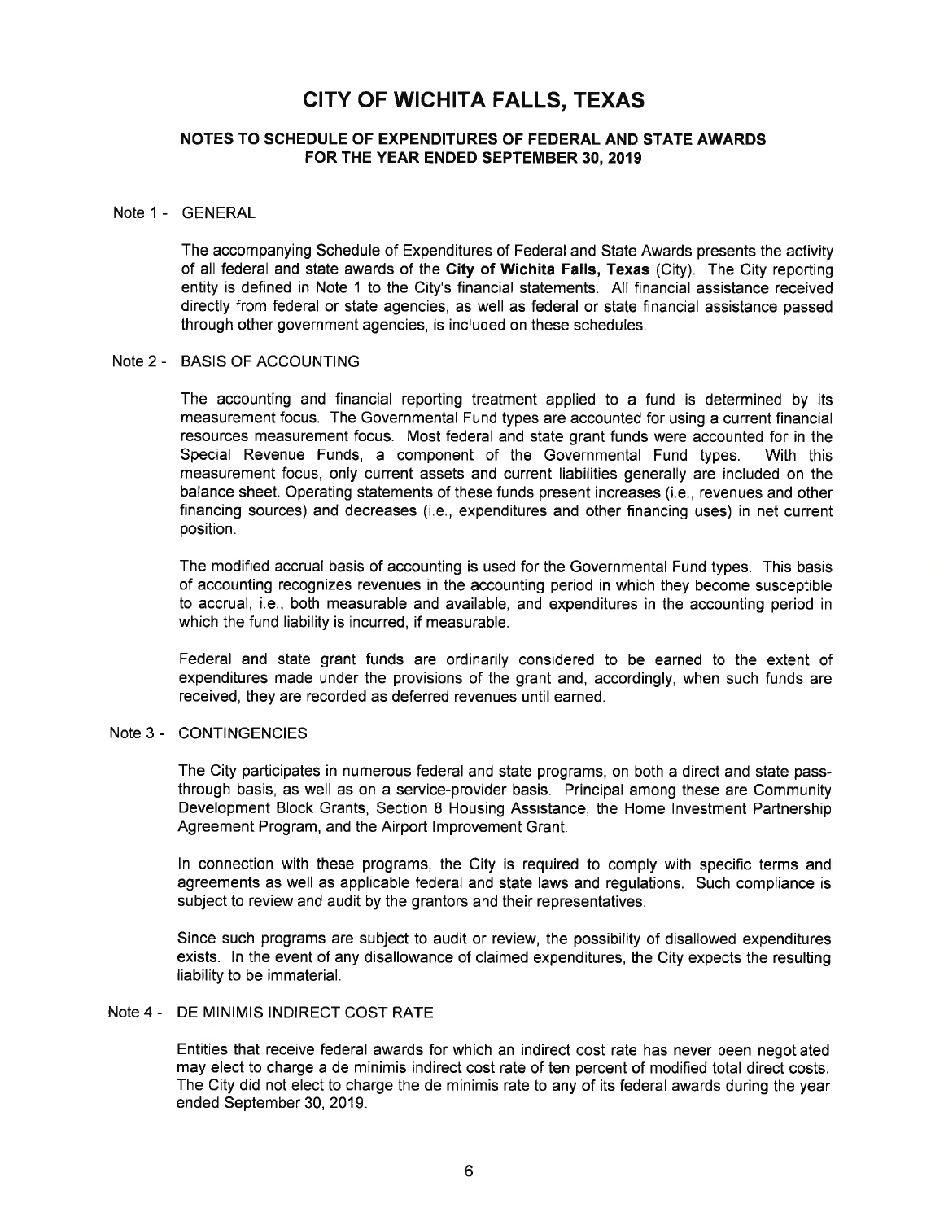# CITY OF WICHITA FALLS, TEXAS

## NOTES TO SCHEDULE OF EXPENDITURES OF FEDERAL AND STATE AWARDS FOR THE YEAR ENDED SEPTEMBER 30, 2019

### Note 1 - GENERAL

The accompanying Schedule of Expenditures of Federal and State Awards presents the activity of all federal and state awards of the **City of Wichita Falls, Texas** (City). The City reporting entity is defined in Note 1 to the City's financial statements. All financial assistance received directly from federal or state agencies, as well as federal or state financial assistance passed through other government agencies, is included on these schedules.

### Note 2 - BASIS OF ACCOUNTING

The accounting and financial reporting treatment applied to a fund is determined by its measurement focus. The Governmental Fund types are accounted for using a current financial resources measurement focus. Most federal and state grant funds were accounted for in the Special Revenue Funds, a component of the Governmental Fund types. With this measurement focus, only current assets and current liabilities generally are included on the balance sheet. Operating statements of these funds present increases (i.e., revenues and other financing sources) and decreases (i.e., expenditures and other financing uses) in net current position.

The modified accrual basis of accounting is used for the Governmental Fund types. This basis of accounting recognizes revenues in the accounting period in which they become susceptible to accrual, i.e., both measurable and available, and expenditures in the accounting period in which the fund liability is incurred, if measurable.

Federal and state grant funds are ordinarily considered to be earned to the extent of expenditures made under the provisions of the grant and, accordingly, when such funds are received, they are recorded as deferred revenues until earned.

### Note 3 - CONTINGENCIES

The City participates in numerous federal and state programs, on both a direct and state pass-through basis, as well as on a service-provider basis. Principal among these are Community Development Block Grants, Section 8 Housing Assistance, the Home Investment Partnership Agreement Program, and the Airport Improvement Grant.

In connection with these programs, the City is required to comply with specific terms and agreements as well as applicable federal and state laws and regulations. Such compliance is subject to review and audit by the grantors and their representatives.

Since such programs are subject to audit or review, the possibility of disallowed expenditures exists. In the event of any disallowance of claimed expenditures, the City expects the resulting liability to be immaterial.

### Note 4 - DE MINIMIS INDIRECT COST RATE

Entities that receive federal awards for which an indirect cost rate has never been negotiated may elect to charge a de minimis indirect cost rate of ten percent of modified total direct costs. The City did not elect to charge the de minimis rate to any of its federal awards during the year ended September 30, 2019.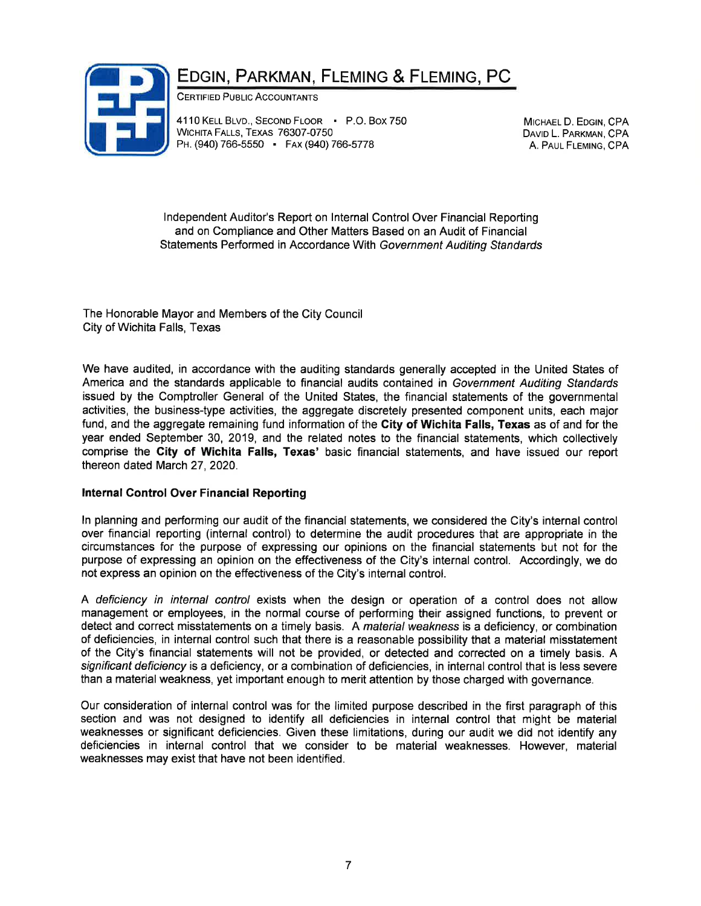# EDGIN, PARKMAN, FLEMING & FLEMING, PC

CERTIFIED PUBLIC ACCOUNTANTS

4110 KELL BLVD., SECOND FLOOR • P.O. BOX 750
WICHITA FALLS, TEXAS 76307-0750
PH. (940) 766-5550 • FAX (940) 766-5778

MICHAEL D. EDGIN, CPA
DAVID L. PARKMAN, CPA
A. PAUL FLEMING, CPA

Independent Auditor's Report on Internal Control Over Financial Reporting and on Compliance and Other Matters Based on an Audit of Financial Statements Performed in Accordance With *Government Auditing Standards*

The Honorable Mayor and Members of the City Council
City of Wichita Falls, Texas

We have audited, in accordance with the auditing standards generally accepted in the United States of America and the standards applicable to financial audits contained in *Government Auditing Standards* issued by the Comptroller General of the United States, the financial statements of the governmental activities, the business-type activities, the aggregate discretely presented component units, each major fund, and the aggregate remaining fund information of the **City of Wichita Falls, Texas** as of and for the year ended September 30, 2019, and the related notes to the financial statements, which collectively comprise the **City of Wichita Falls, Texas'** basic financial statements, and have issued our report thereon dated March 27, 2020.

**Internal Control Over Financial Reporting**

In planning and performing our audit of the financial statements, we considered the City's internal control over financial reporting (internal control) to determine the audit procedures that are appropriate in the circumstances for the purpose of expressing our opinions on the financial statements but not for the purpose of expressing an opinion on the effectiveness of the City's internal control. Accordingly, we do not express an opinion on the effectiveness of the City's internal control.

A *deficiency in internal control* exists when the design or operation of a control does not allow management or employees, in the normal course of performing their assigned functions, to prevent or detect and correct misstatements on a timely basis. A *material weakness* is a deficiency, or combination of deficiencies, in internal control such that there is a reasonable possibility that a material misstatement of the City's financial statements will not be provided, or detected and corrected on a timely basis. A *significant deficiency* is a deficiency, or a combination of deficiencies, in internal control that is less severe than a material weakness, yet important enough to merit attention by those charged with governance.

Our consideration of internal control was for the limited purpose described in the first paragraph of this section and was not designed to identify all deficiencies in internal control that might be material weaknesses or significant deficiencies. Given these limitations, during our audit we did not identify any deficiencies in internal control that we consider to be material weaknesses. However, material weaknesses may exist that have not been identified.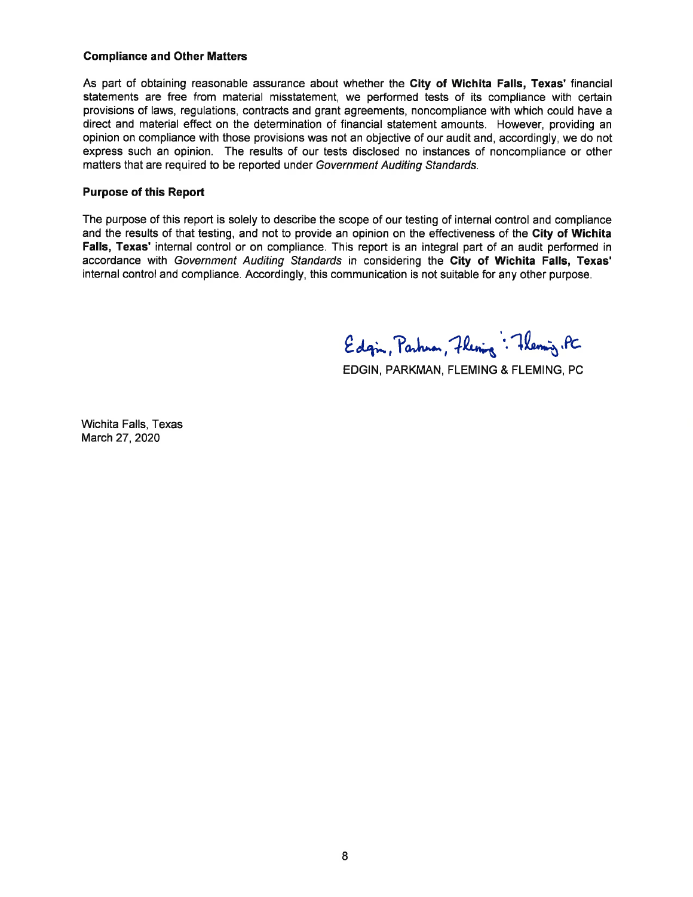### Compliance and Other Matters

As part of obtaining reasonable assurance about whether the **City of Wichita Falls, Texas'** financial statements are free from material misstatement, we performed tests of its compliance with certain provisions of laws, regulations, contracts and grant agreements, noncompliance with which could have a direct and material effect on the determination of financial statement amounts. However, providing an opinion on compliance with those provisions was not an objective of our audit and, accordingly, we do not express such an opinion. The results of our tests disclosed no instances of noncompliance or other matters that are required to be reported under *Government Auditing Standards*.

### Purpose of this Report

The purpose of this report is solely to describe the scope of our testing of internal control and compliance and the results of that testing, and not to provide an opinion on the effectiveness of the **City of Wichita Falls, Texas'** internal control or on compliance. This report is an integral part of an audit performed in accordance with *Government Auditing Standards* in considering the **City of Wichita Falls, Texas'** internal control and compliance. Accordingly, this communication is not suitable for any other purpose.

Edgin, Parkman, Fleming & Fleming, PC

EDGIN, PARKMAN, FLEMING & FLEMING, PC

Wichita Falls, Texas
March 27, 2020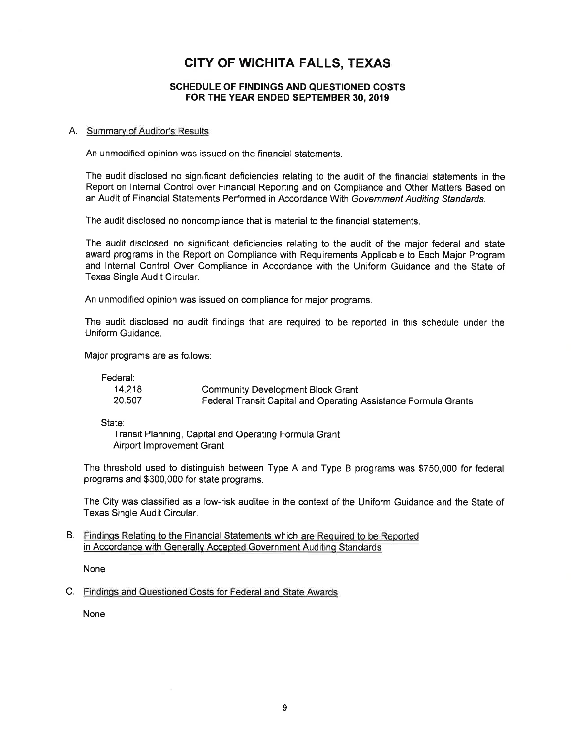# CITY OF WICHITA FALLS, TEXAS

## SCHEDULE OF FINDINGS AND QUESTIONED COSTS
## FOR THE YEAR ENDED SEPTEMBER 30, 2019

A. Summary of Auditor's Results

An unmodified opinion was issued on the financial statements.

The audit disclosed no significant deficiencies relating to the audit of the financial statements in the Report on Internal Control over Financial Reporting and on Compliance and Other Matters Based on an Audit of Financial Statements Performed in Accordance With *Government Auditing Standards*.

The audit disclosed no noncompliance that is material to the financial statements.

The audit disclosed no significant deficiencies relating to the audit of the major federal and state award programs in the Report on Compliance with Requirements Applicable to Each Major Program and Internal Control Over Compliance in Accordance with the Uniform Guidance and the State of Texas Single Audit Circular.

An unmodified opinion was issued on compliance for major programs.

The audit disclosed no audit findings that are required to be reported in this schedule under the Uniform Guidance.

Major programs are as follows:

Federal:

| | |
|---|---|
| 14.218 | Community Development Block Grant |
| 20.507 | Federal Transit Capital and Operating Assistance Formula Grants |

State:

Transit Planning, Capital and Operating Formula Grant
Airport Improvement Grant

The threshold used to distinguish between Type A and Type B programs was $750,000 for federal programs and $300,000 for state programs.

The City was classified as a low-risk auditee in the context of the Uniform Guidance and the State of Texas Single Audit Circular.

B. Findings Relating to the Financial Statements which are Required to be Reported in Accordance with Generally Accepted Government Auditing Standards

None

C. Findings and Questioned Costs for Federal and State Awards

None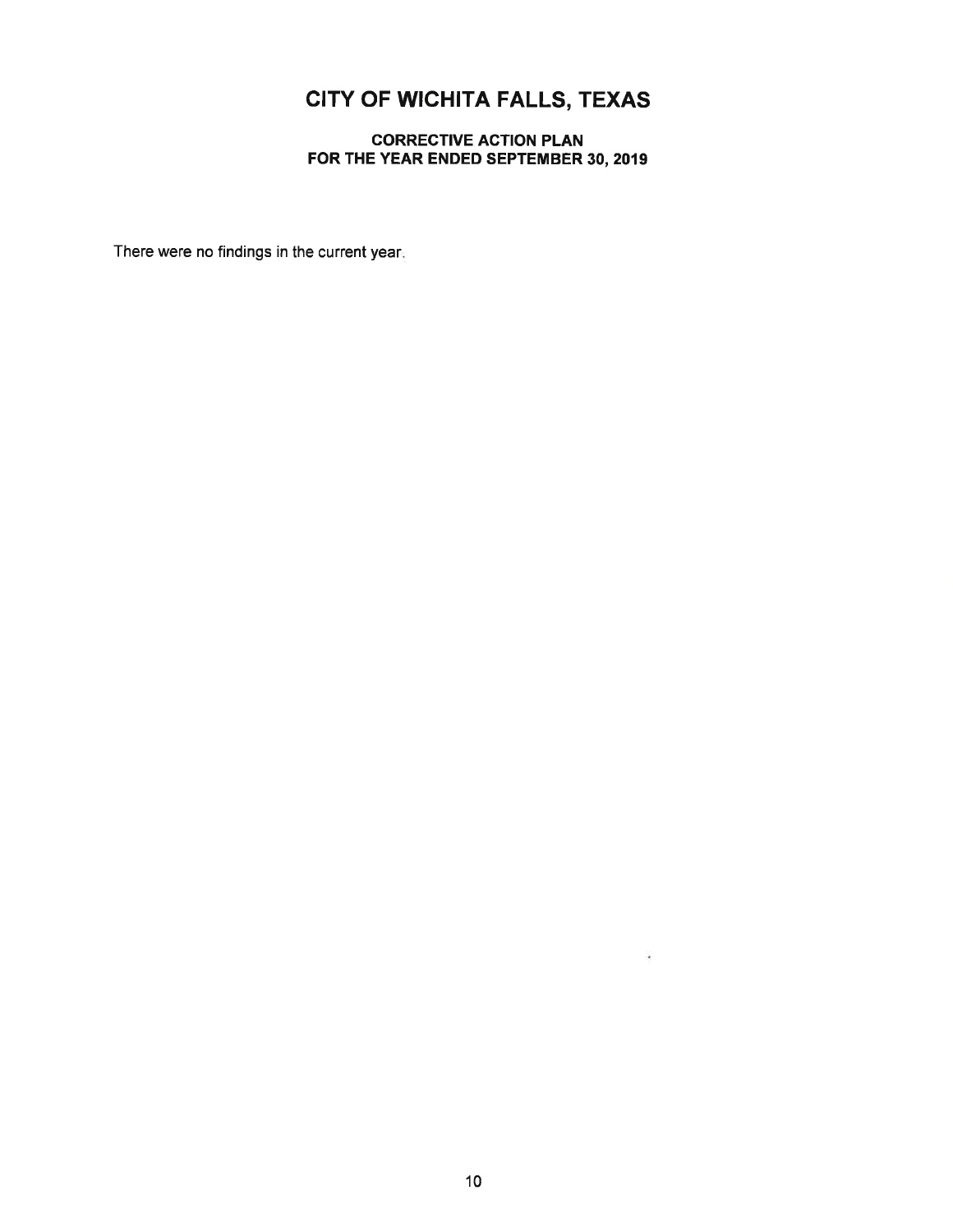# CITY OF WICHITA FALLS, TEXAS

## CORRECTIVE ACTION PLAN
## FOR THE YEAR ENDED SEPTEMBER 30, 2019

There were no findings in the current year.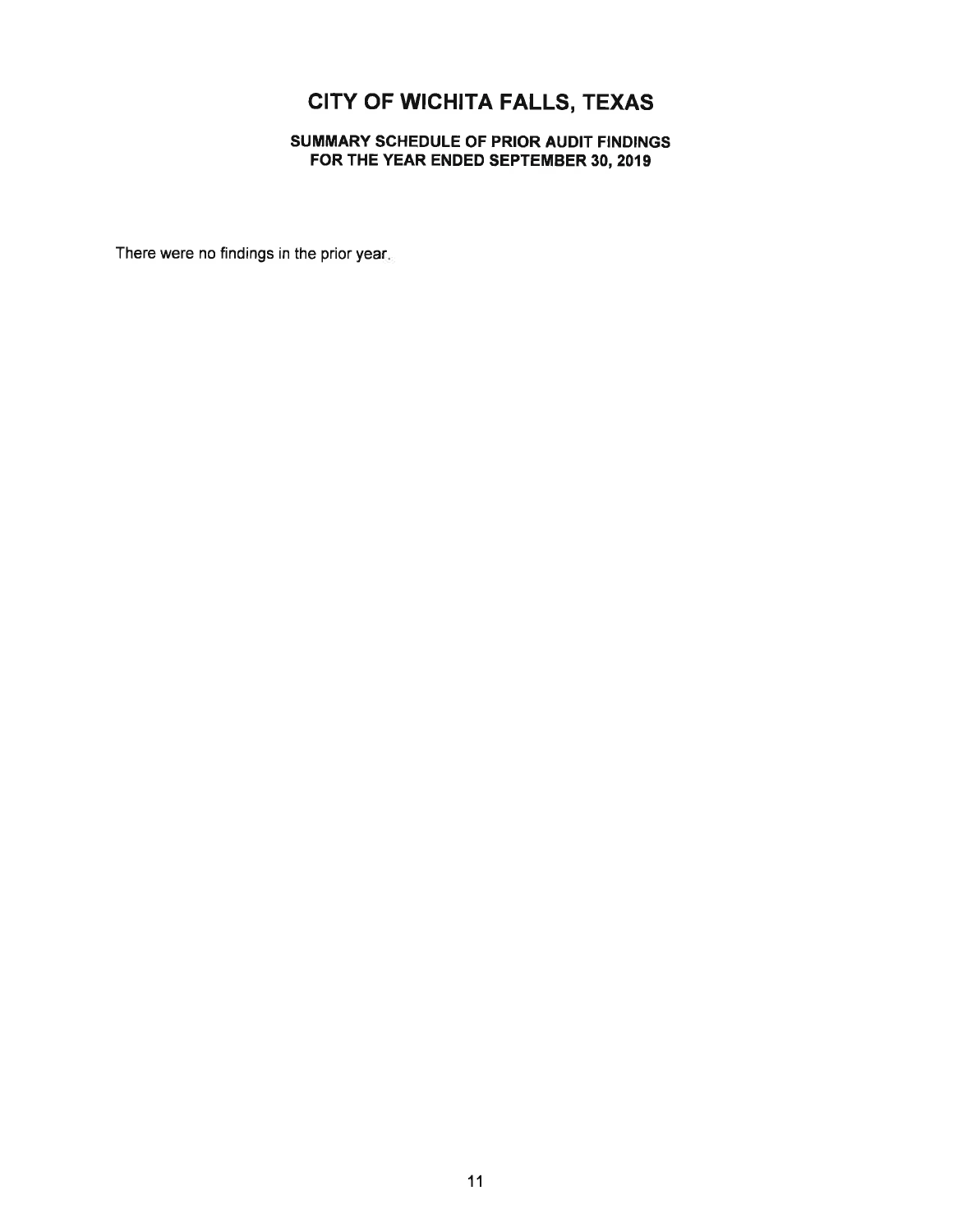# CITY OF WICHITA FALLS, TEXAS

## SUMMARY SCHEDULE OF PRIOR AUDIT FINDINGS
## FOR THE YEAR ENDED SEPTEMBER 30, 2019

There were no findings in the prior year.